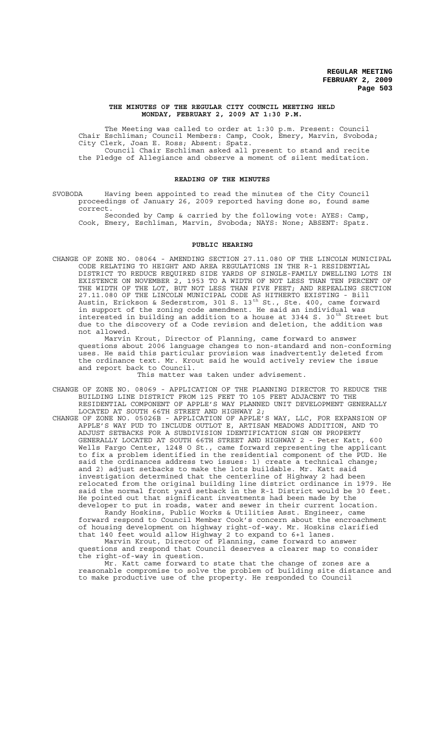# THE MINUTES OF THE REGULAR CITY COUNCIL MEETING HELD MONDAY, FEBRUARY 2, 2009 AT 1:30 P.M.

The Meeting was called to order at 1:30 p.m. Present: Council Chair Eschliman; Council Members: Camp, Cook, Emery, Marvin, Svoboda; City Clerk, Joan E. Ross; Absent: Spatz.

Council Chair Eschliman asked all present to stand and recite the Pledge of Allegiance and observe a moment of silent meditation.

## READING OF THE MINUTES

SVOBODA Having been appointed to read the minutes of the City Council proceedings of January 26, 2009 reported having done so, found same correct.

Seconded by Camp & carried by the following vote: AYES: Camp, Cook, Emery, Eschliman, Marvin, Svoboda; NAYS: None; ABSENT: Spatz.

## PUBLIC HEARING

CHANGE OF ZONE NO. 08064 - AMENDING SECTION 27.11.080 OF THE LINCOLN MUNICIPAL CODE RELATING TO HEIGHT AND AREA REGULATIONS IN THE R-1 RESIDENTIAL DISTRICT TO REDUCE REQUIRED SIDE YARDS OF SINGLE-FAMILY DWELLING LOTS IN EXISTENCE ON NOVEMBER 2, 1953 TO A WIDTH OF NOT LESS THAN TEN PERCENT OF THE WIDTH OF THE LOT, BUT NOT LESS THAN FIVE FEET; AND REPEALING SECTION 27.11.080 OF THE LINCOLN MUNICIPAL CODE AS HITHERTO EXISTING - Bill Austin, Erickson & Sederstrom, 301 S. 13th St., Ste. 400, came forward in support of the zoning code amendment. He said an individual was interested in building an addition to a house at 3344 S. 30th Street but due to the discovery of a Code revision and deletion, the addition was not allowed.

Marvin Krout, Director of Planning, came forward to answer questions about 2006 language changes to non-standard and non-conforming uses. He said this particular provision was inadvertently deleted from the ordinance text. Mr. Krout said he would actively review the issue and report back to Council.

This matter was taken under advisement.

CHANGE OF ZONE NO. 08069 - APPLICATION OF THE PLANNING DIRECTOR TO REDUCE THE BUILDING LINE DISTRICT FROM 125 FEET TO 105 FEET ADJACENT TO THE RESIDENTIAL COMPONENT OF APPLE'S WAY PLANNED UNIT DEVELOPMENT GENERALLY LOCATED AT SOUTH 66TH STREET AND HIGHWAY 2;

CHANGE OF ZONE NO. 05026B - APPLICATION OF APPLE'S WAY, LLC, FOR EXPANSION OF APPLE'S WAY PUD TO INCLUDE OUTLOT E, ARTISAN MEADOWS ADDITION, AND TO ADJUST SETBACKS FOR A SUBDIVISION IDENTIFICATION SIGN ON PROPERTY GENERALLY LOCATED AT SOUTH 66TH STREET AND HIGHWAY 2 - Peter Katt, 600 Wells Fargo Center, 1248 O St., came forward representing the applicant to fix a problem identified in the residential component of the PUD. He said the ordinances address two issues: 1) create a technical change; and 2) adjust setbacks to make the lots buildable. Mr. Katt said investigation determined that the centerline of Highway 2 had been relocated from the original building line district ordinance in 1979. He said the normal front yard setback in the R-1 District would be 30 feet. He pointed out that significant investments had been made by the developer to put in roads, water and sewer in their current location.

Randy Hoskins, Public Works & Utilities Asst. Engineer, came forward respond to Council Member Cook's concern about the encroachment of housing development on highway right-of-way. Mr. Hoskins clarified that 140 feet would allow Highway 2 to expand to 6+1 lanes.

Marvin Krout, Director of Planning, came forward to answer questions and respond that Council deserves a clearer map to consider the right-of-way in question.

Mr. Katt came forward to state that the change of zones are a reasonable compromise to solve the problem of building site distance and to make productive use of the property. He responded to Council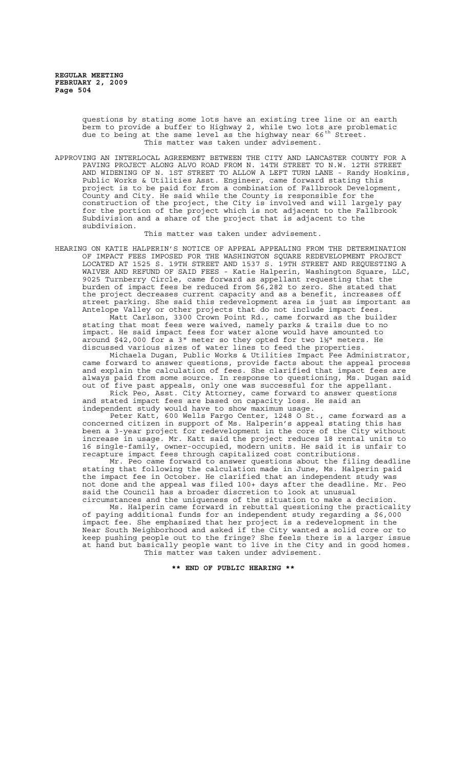questions by stating some lots have an existing tree line or an earth berm to provide a buffer to Highway 2, while two lots are problematic due to being at the same level as the highway near 66th Street.

This matter was taken under advisement.

APPROVING AN INTERLOCAL AGREEMENT BETWEEN THE CITY AND LANCASTER COUNTY FOR A PAVING PROJECT ALONG ALVO ROAD FROM N. 14TH STREET TO N.W. 12TH STREET AND WIDENING OF N. 1ST STREET TO ALLOW A LEFT TURN LANE - Randy Hoskins, Public Works & Utilities Asst. Engineer, came forward stating this project is to be paid for from a combination of Fallbrook Development, County and City. He said while the County is responsible for the construction of the project, the City is involved and will largely pay for the portion of the project which is not adjacent to the Fallbrook Subdivision and a share of the project that is adjacent to the subdivision.

This matter was taken under advisement.

HEARING ON KATIE HALPERIN'S NOTICE OF APPEAL APPEALING FROM THE DETERMINATION OF IMPACT FEES IMPOSED FOR THE WASHINGTON SQUARE REDEVELOPMENT PROJECT LOCATED AT 1525 S. 19TH STREET AND 1537 S. 19TH STREET AND REQUESTING A WAIVER AND REFUND OF SAID FEES - Katie Halperin, Washington Square, LLC, 9025 Turnberry Circle, came forward as appellant requesting that the burden of impact fees be reduced from $6,282 to zero. She stated that the project decreases current capacity and as a benefit, increases off street parking. She said this redevelopment area is just as important as Antelope Valley or other projects that do not include impact fees.

Matt Carlson, 3300 Crown Point Rd., came forward as the builder stating that most fees were waived, namely parks & trails due to no impact. He said impact fees for water alone would have amounted to around $42,000 for a 3" meter so they opted for two 1½" meters. He discussed various sizes of water lines to feed the properties.

Michaela Dugan, Public Works & Utilities Impact Fee Administrator, came forward to answer questions, provide facts about the appeal process and explain the calculation of fees. She clarified that impact fees are always paid from some source. In response to questioning, Ms. Dugan said out of five past appeals, only one was successful for the appellant.

Rick Peo, Asst. City Attorney, came forward to answer questions and stated impact fees are based on capacity loss. He said an independent study would have to show maximum usage.

Peter Katt, 600 Wells Fargo Center, 1248 O St., came forward as a concerned citizen in support of Ms. Halperin's appeal stating this has been a 3-year project for redevelopment in the core of the City without increase in usage. Mr. Katt said the project reduces 18 rental units to 16 single-family, owner-occupied, modern units. He said it is unfair to recapture impact fees through capitalized cost contributions.

Mr. Peo came forward to answer questions about the filing deadline stating that following the calculation made in June, Ms. Halperin paid the impact fee in October. He clarified that an independent study was not done and the appeal was filed 100+ days after the deadline. Mr. Peo said the Council has a broader discretion to look at unusual circumstances and the uniqueness of the situation to make a decision.

Ms. Halperin came forward in rebuttal questioning the practicality of paying additional funds for an independent study regarding a $6,000 impact fee. She emphasized that her project is a redevelopment in the Near South Neighborhood and asked if the City wanted a solid core or to keep pushing people out to the fringe? She feels there is a larger issue at hand but basically people want to live in the City and in good homes.

This matter was taken under advisement.

**\*\* END OF PUBLIC HEARING \*\***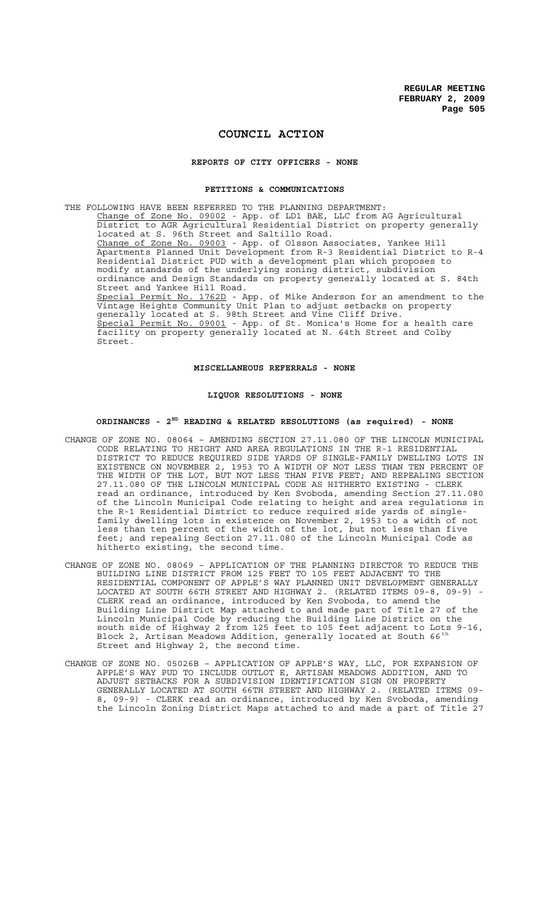# COUNCIL ACTION

## REPORTS OF CITY OFFICERS - NONE

## PETITIONS & COMMUNICATIONS

THE FOLLOWING HAVE BEEN REFERRED TO THE PLANNING DEPARTMENT:

Change of Zone No. 09002 - App. of LD1 BAE, LLC from AG Agricultural District to AGR Agricultural Residential District on property generally located at S. 96th Street and Saltillo Road.

Change of Zone No. 09003 - App. of Olsson Associates, Yankee Hill Apartments Planned Unit Development from R-3 Residential District to R-4 Residential District PUD with a development plan which proposes to modify standards of the underlying zoning district, subdivision ordinance and Design Standards on property generally located at S. 84th Street and Yankee Hill Road.

Special Permit No. 1762D - App. of Mike Anderson for an amendment to the Vintage Heights Community Unit Plan to adjust setbacks on property generally located at S. 98th Street and Vine Cliff Drive.

Special Permit No. 09001 - App. of St. Monica's Home for a health care facility on property generally located at N. 64th Street and Colby Street.

## MISCELLANEOUS REFERRALS - NONE

## LIQUOR RESOLUTIONS - NONE

## ORDINANCES - 2ND READING & RELATED RESOLUTIONS (as required) - NONE

CHANGE OF ZONE NO. 08064 – AMENDING SECTION 27.11.080 OF THE LINCOLN MUNICIPAL CODE RELATING TO HEIGHT AND AREA REGULATIONS IN THE R-1 RESIDENTIAL DISTRICT TO REDUCE REQUIRED SIDE YARDS OF SINGLE-FAMILY DWELLING LOTS IN EXISTENCE ON NOVEMBER 2, 1953 TO A WIDTH OF NOT LESS THAN TEN PERCENT OF THE WIDTH OF THE LOT, BUT NOT LESS THAN FIVE FEET; AND REPEALING SECTION 27.11.080 OF THE LINCOLN MUNICIPAL CODE AS HITHERTO EXISTING - CLERK read an ordinance, introduced by Ken Svoboda, amending Section 27.11.080 of the Lincoln Municipal Code relating to height and area regulations in the R-1 Residential District to reduce required side yards of single-family dwelling lots in existence on November 2, 1953 to a width of not less than ten percent of the width of the lot, but not less than five feet; and repealing Section 27.11.080 of the Lincoln Municipal Code as hitherto existing, the second time.

CHANGE OF ZONE NO. 08069 – APPLICATION OF THE PLANNING DIRECTOR TO REDUCE THE BUILDING LINE DISTRICT FROM 125 FEET TO 105 FEET ADJACENT TO THE RESIDENTIAL COMPONENT OF APPLE'S WAY PLANNED UNIT DEVELOPMENT GENERALLY LOCATED AT SOUTH 66TH STREET AND HIGHWAY 2. (RELATED ITEMS 09-8, 09-9) - CLERK read an ordinance, introduced by Ken Svoboda, to amend the Building Line District Map attached to and made part of Title 27 of the Lincoln Municipal Code by reducing the Building Line District on the south side of Highway 2 from 125 feet to 105 feet adjacent to Lots 9-16, Block 2, Artisan Meadows Addition, generally located at South 66th Street and Highway 2, the second time.

CHANGE OF ZONE NO. 05026B – APPLICATION OF APPLE'S WAY, LLC, FOR EXPANSION OF APPLE'S WAY PUD TO INCLUDE OUTLOT E, ARTISAN MEADOWS ADDITION, AND TO ADJUST SETBACKS FOR A SUBDIVISION IDENTIFICATION SIGN ON PROPERTY GENERALLY LOCATED AT SOUTH 66TH STREET AND HIGHWAY 2. (RELATED ITEMS 09-8, 09-9) - CLERK read an ordinance, introduced by Ken Svoboda, amending the Lincoln Zoning District Maps attached to and made a part of Title 27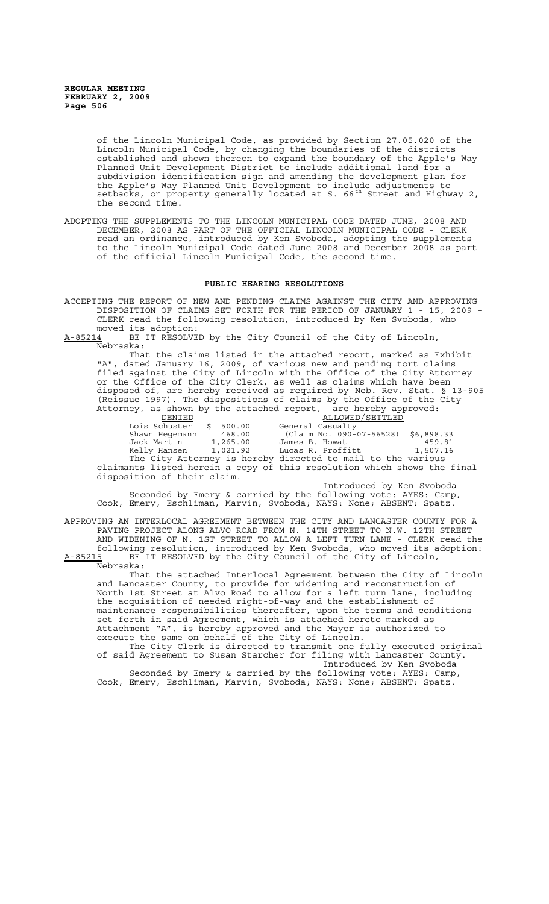of the Lincoln Municipal Code, as provided by Section 27.05.020 of the Lincoln Municipal Code, by changing the boundaries of the districts established and shown thereon to expand the boundary of the Apple's Way Planned Unit Development District to include additional land for a subdivision identification sign and amending the development plan for the Apple's Way Planned Unit Development to include adjustments to setbacks, on property generally located at S. 66th Street and Highway 2, the second time.

ADOPTING THE SUPPLEMENTS TO THE LINCOLN MUNICIPAL CODE DATED JUNE, 2008 AND DECEMBER, 2008 AS PART OF THE OFFICIAL LINCOLN MUNICIPAL CODE - CLERK read an ordinance, introduced by Ken Svoboda, adopting the supplements to the Lincoln Municipal Code dated June 2008 and December 2008 as part of the official Lincoln Municipal Code, the second time.

## PUBLIC HEARING RESOLUTIONS

ACCEPTING THE REPORT OF NEW AND PENDING CLAIMS AGAINST THE CITY AND APPROVING DISPOSITION OF CLAIMS SET FORTH FOR THE PERIOD OF JANUARY 1 - 15, 2009 - CLERK read the following resolution, introduced by Ken Svoboda, who moved its adoption:

A-85214 BE IT RESOLVED by the City Council of the City of Lincoln, Nebraska:

That the claims listed in the attached report, marked as Exhibit "A", dated January 16, 2009, of various new and pending tort claims filed against the City of Lincoln with the Office of the City Attorney or the Office of the City Clerk, as well as claims which have been disposed of, are hereby received as required by Neb. Rev. Stat. § 13-905 (Reissue 1997). The dispositions of claims by the Office of the City Attorney, as shown by the attached report, are hereby approved:

| DENIED | | ALLOWED/SETTLED | |
|---|---|---|---|
| Lois Schuster | $ 500.00 | General Casualty | |
| Shawn Hegemann | 468.00 | (Claim No. 090-07-56528) | $6,898.33 |
| Jack Martin | 1,265.00 | James B. Howat | 459.81 |
| Kelly Hansen | 1,021.92 | Lucas R. Proffitt | 1,507.16 |

The City Attorney is hereby directed to mail to the various claimants listed herein a copy of this resolution which shows the final disposition of their claim.

Introduced by Ken Svoboda

Seconded by Emery & carried by the following vote: AYES: Camp, Cook, Emery, Eschliman, Marvin, Svoboda; NAYS: None; ABSENT: Spatz.

APPROVING AN INTERLOCAL AGREEMENT BETWEEN THE CITY AND LANCASTER COUNTY FOR A PAVING PROJECT ALONG ALVO ROAD FROM N. 14TH STREET TO N.W. 12TH STREET AND WIDENING OF N. 1ST STREET TO ALLOW A LEFT TURN LANE - CLERK read the following resolution, introduced by Ken Svoboda, who moved its adoption:

A-85215 BE IT RESOLVED by the City Council of the City of Lincoln, Nebraska:

That the attached Interlocal Agreement between the City of Lincoln and Lancaster County, to provide for widening and reconstruction of North 1st Street at Alvo Road to allow for a left turn lane, including the acquisition of needed right-of-way and the establishment of maintenance responsibilities thereafter, upon the terms and conditions set forth in said Agreement, which is attached hereto marked as Attachment "A", is hereby approved and the Mayor is authorized to execute the same on behalf of the City of Lincoln.

The City Clerk is directed to transmit one fully executed original of said Agreement to Susan Starcher for filing with Lancaster County.

Introduced by Ken Svoboda

Seconded by Emery & carried by the following vote: AYES: Camp, Cook, Emery, Eschliman, Marvin, Svoboda; NAYS: None; ABSENT: Spatz.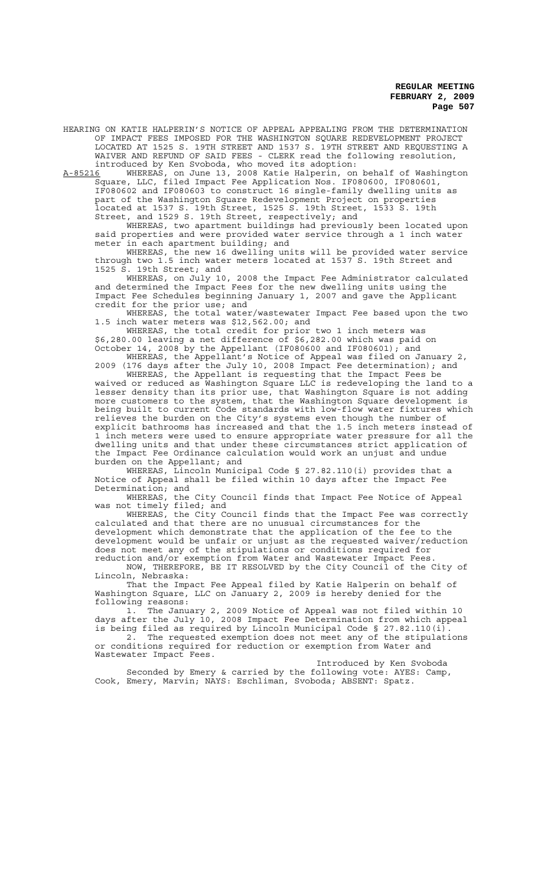HEARING ON KATIE HALPERIN'S NOTICE OF APPEAL APPEALING FROM THE DETERMINATION OF IMPACT FEES IMPOSED FOR THE WASHINGTON SQUARE REDEVELOPMENT PROJECT LOCATED AT 1525 S. 19TH STREET AND 1537 S. 19TH STREET AND REQUESTING A WAIVER AND REFUND OF SAID FEES - CLERK read the following resolution, introduced by Ken Svoboda, who moved its adoption:

A-85216 WHEREAS, on June 13, 2008 Katie Halperin, on behalf of Washington Square, LLC, filed Impact Fee Application Nos. IF080600, IF080601, IF080602 and IF080603 to construct 16 single-family dwelling units as part of the Washington Square Redevelopment Project on properties located at 1537 S. 19th Street, 1525 S. 19th Street, 1533 S. 19th Street, and 1529 S. 19th Street, respectively; and

WHEREAS, two apartment buildings had previously been located upon said properties and were provided water service through a 1 inch water meter in each apartment building; and

WHEREAS, the new 16 dwelling units will be provided water service through two 1.5 inch water meters located at 1537 S. 19th Street and 1525 S. 19th Street; and

WHEREAS, on July 10, 2008 the Impact Fee Administrator calculated and determined the Impact Fees for the new dwelling units using the Impact Fee Schedules beginning January 1, 2007 and gave the Applicant credit for the prior use; and

WHEREAS, the total water/wastewater Impact Fee based upon the two 1.5 inch water meters was $12,562.00; and

WHEREAS, the total credit for prior two 1 inch meters was $6,280.00 leaving a net difference of $6,282.00 which was paid on October 14, 2008 by the Appellant (IF080600 and IF080601); and

WHEREAS, the Appellant's Notice of Appeal was filed on January 2, 2009 (176 days after the July 10, 2008 Impact Fee determination); and

WHEREAS, the Appellant is requesting that the Impact Fees be waived or reduced as Washington Square LLC is redeveloping the land to a lesser density than its prior use, that Washington Square is not adding more customers to the system, that the Washington Square development is being built to current Code standards with low-flow water fixtures which relieves the burden on the City's systems even though the number of explicit bathrooms has increased and that the 1.5 inch meters instead of 1 inch meters were used to ensure appropriate water pressure for all the dwelling units and that under these circumstances strict application of the Impact Fee Ordinance calculation would work an unjust and undue burden on the Appellant; and

WHEREAS, Lincoln Municipal Code § 27.82.110(i) provides that a Notice of Appeal shall be filed within 10 days after the Impact Fee Determination; and

WHEREAS, the City Council finds that Impact Fee Notice of Appeal was not timely filed; and

WHEREAS, the City Council finds that the Impact Fee was correctly calculated and that there are no unusual circumstances for the development which demonstrate that the application of the fee to the development would be unfair or unjust as the requested waiver/reduction does not meet any of the stipulations or conditions required for reduction and/or exemption from Water and Wastewater Impact Fees.

NOW, THEREFORE, BE IT RESOLVED by the City Council of the City of Lincoln, Nebraska:

That the Impact Fee Appeal filed by Katie Halperin on behalf of Washington Square, LLC on January 2, 2009 is hereby denied for the following reasons:

1. The January 2, 2009 Notice of Appeal was not filed within 10 days after the July 10, 2008 Impact Fee Determination from which appeal is being filed as required by Lincoln Municipal Code § 27.82.110(i).

2. The requested exemption does not meet any of the stipulations or conditions required for reduction or exemption from Water and Wastewater Impact Fees.

Introduced by Ken Svoboda

Seconded by Emery & carried by the following vote: AYES: Camp, Cook, Emery, Marvin; NAYS: Eschliman, Svoboda; ABSENT: Spatz.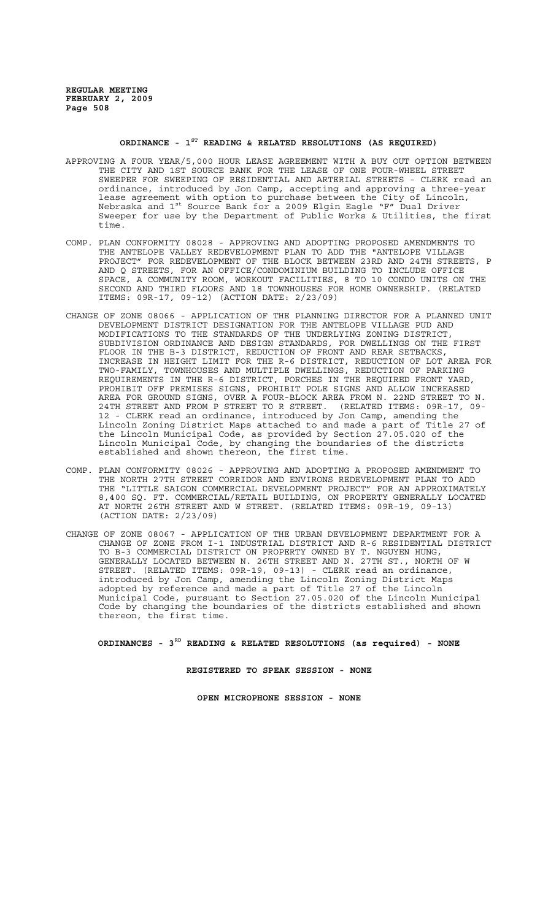**ORDINANCE - 1ST READING & RELATED RESOLUTIONS (AS REQUIRED)**

APPROVING A FOUR YEAR/5,000 HOUR LEASE AGREEMENT WITH A BUY OUT OPTION BETWEEN THE CITY AND 1ST SOURCE BANK FOR THE LEASE OF ONE FOUR-WHEEL STREET SWEEPER FOR SWEEPING OF RESIDENTIAL AND ARTERIAL STREETS - CLERK read an ordinance, introduced by Jon Camp, accepting and approving a three-year lease agreement with option to purchase between the City of Lincoln, Nebraska and 1st Source Bank for a 2009 Elgin Eagle "F" Dual Driver Sweeper for use by the Department of Public Works & Utilities, the first time.

COMP. PLAN CONFORMITY 08028 - APPROVING AND ADOPTING PROPOSED AMENDMENTS TO THE ANTELOPE VALLEY REDEVELOPMENT PLAN TO ADD THE "ANTELOPE VILLAGE PROJECT" FOR REDEVELOPMENT OF THE BLOCK BETWEEN 23RD AND 24TH STREETS, P AND Q STREETS, FOR AN OFFICE/CONDOMINIUM BUILDING TO INCLUDE OFFICE SPACE, A COMMUNITY ROOM, WORKOUT FACILITIES, 8 TO 10 CONDO UNITS ON THE SECOND AND THIRD FLOORS AND 18 TOWNHOUSES FOR HOME OWNERSHIP. (RELATED ITEMS: 09R-17, 09-12) (ACTION DATE: 2/23/09)

CHANGE OF ZONE 08066 - APPLICATION OF THE PLANNING DIRECTOR FOR A PLANNED UNIT DEVELOPMENT DISTRICT DESIGNATION FOR THE ANTELOPE VILLAGE PUD AND MODIFICATIONS TO THE STANDARDS OF THE UNDERLYING ZONING DISTRICT, SUBDIVISION ORDINANCE AND DESIGN STANDARDS, FOR DWELLINGS ON THE FIRST FLOOR IN THE B-3 DISTRICT, REDUCTION OF FRONT AND REAR SETBACKS, INCREASE IN HEIGHT LIMIT FOR THE R-6 DISTRICT, REDUCTION OF LOT AREA FOR TWO-FAMILY, TOWNHOUSES AND MULTIPLE DWELLINGS, REDUCTION OF PARKING REQUIREMENTS IN THE R-6 DISTRICT, PORCHES IN THE REQUIRED FRONT YARD, PROHIBIT OFF PREMISES SIGNS, PROHIBIT POLE SIGNS AND ALLOW INCREASED AREA FOR GROUND SIGNS, OVER A FOUR-BLOCK AREA FROM N. 22ND STREET TO N. 24TH STREET AND FROM P STREET TO R STREET. (RELATED ITEMS: 09R-17, 09-12 - CLERK read an ordinance, introduced by Jon Camp, amending the Lincoln Zoning District Maps attached to and made a part of Title 27 of the Lincoln Municipal Code, as provided by Section 27.05.020 of the Lincoln Municipal Code, by changing the boundaries of the districts established and shown thereon, the first time.

COMP. PLAN CONFORMITY 08026 - APPROVING AND ADOPTING A PROPOSED AMENDMENT TO THE NORTH 27TH STREET CORRIDOR AND ENVIRONS REDEVELOPMENT PLAN TO ADD THE "LITTLE SAIGON COMMERCIAL DEVELOPMENT PROJECT" FOR AN APPROXIMATELY 8,400 SQ. FT. COMMERCIAL/RETAIL BUILDING, ON PROPERTY GENERALLY LOCATED AT NORTH 26TH STREET AND W STREET. (RELATED ITEMS: 09R-19, 09-13) (ACTION DATE: 2/23/09)

CHANGE OF ZONE 08067 - APPLICATION OF THE URBAN DEVELOPMENT DEPARTMENT FOR A CHANGE OF ZONE FROM I-1 INDUSTRIAL DISTRICT AND R-6 RESIDENTIAL DISTRICT TO B-3 COMMERCIAL DISTRICT ON PROPERTY OWNED BY T. NGUYEN HUNG, GENERALLY LOCATED BETWEEN N. 26TH STREET AND N. 27TH ST., NORTH OF W STREET. (RELATED ITEMS: 09R-19, 09-13) - CLERK read an ordinance, introduced by Jon Camp, amending the Lincoln Zoning District Maps adopted by reference and made a part of Title 27 of the Lincoln Municipal Code, pursuant to Section 27.05.020 of the Lincoln Municipal Code by changing the boundaries of the districts established and shown thereon, the first time.

**ORDINANCES - 3RD READING & RELATED RESOLUTIONS (as required) - NONE**

**REGISTERED TO SPEAK SESSION - NONE**

**OPEN MICROPHONE SESSION - NONE**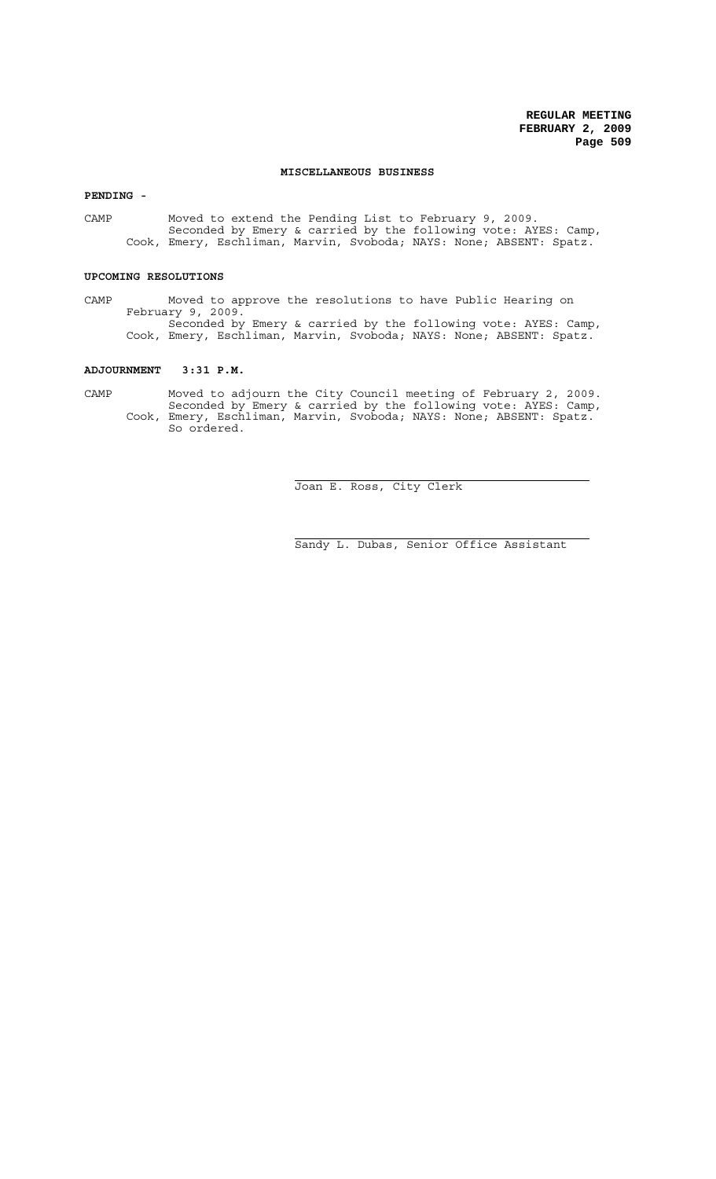## MISCELLANEOUS BUSINESS

**PENDING -**

CAMP Moved to extend the Pending List to February 9, 2009.
Seconded by Emery & carried by the following vote: AYES: Camp, Cook, Emery, Eschliman, Marvin, Svoboda; NAYS: None; ABSENT: Spatz.

**UPCOMING RESOLUTIONS**

CAMP Moved to approve the resolutions to have Public Hearing on February 9, 2009.
Seconded by Emery & carried by the following vote: AYES: Camp, Cook, Emery, Eschliman, Marvin, Svoboda; NAYS: None; ABSENT: Spatz.

**ADJOURNMENT 3:31 P.M.**

CAMP Moved to adjourn the City Council meeting of February 2, 2009.
Seconded by Emery & carried by the following vote: AYES: Camp, Cook, Emery, Eschliman, Marvin, Svoboda; NAYS: None; ABSENT: Spatz.
So ordered.

Joan E. Ross, City Clerk

Sandy L. Dubas, Senior Office Assistant